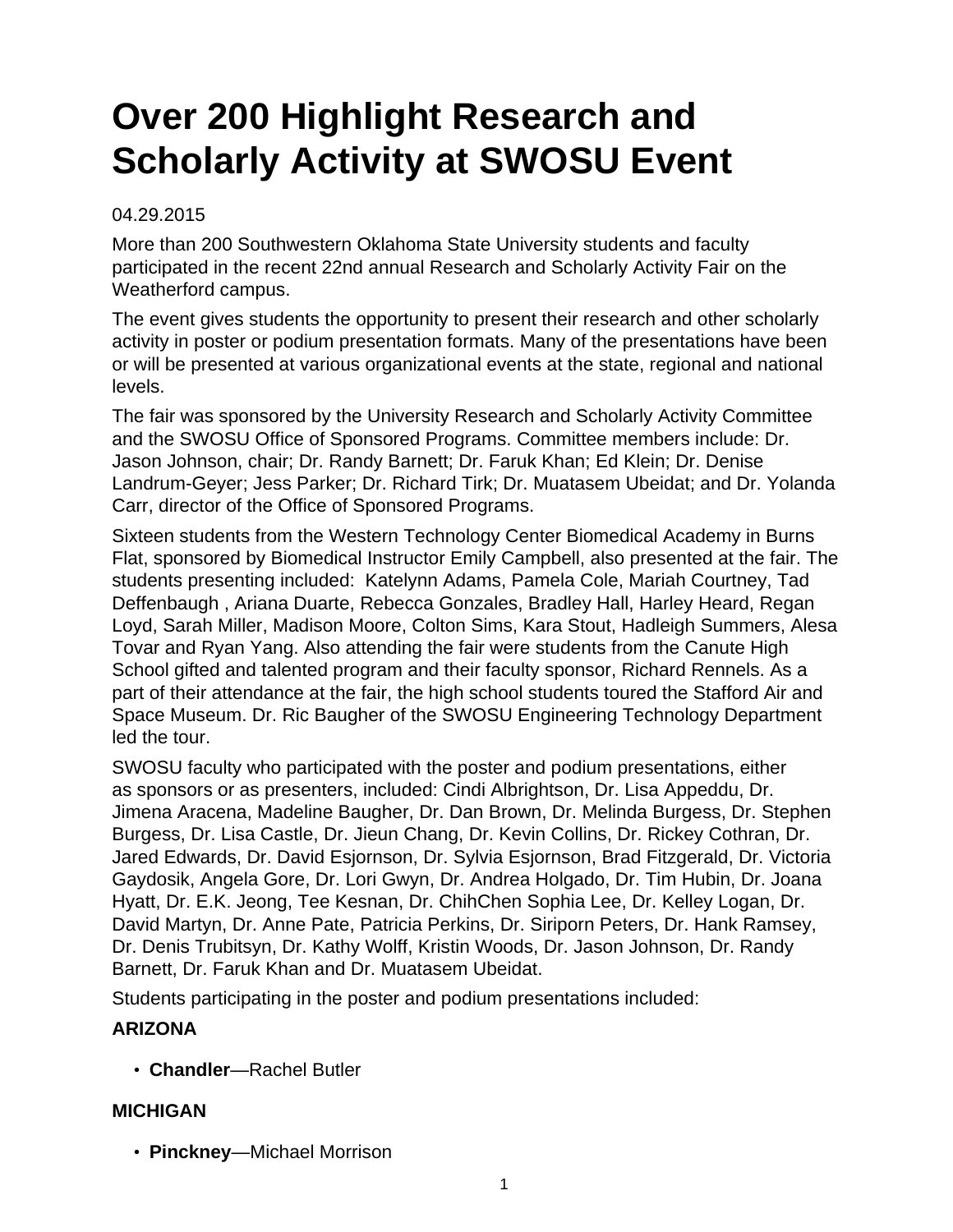# Over 200 Highlight Research and Scholarly Activity at SWOSU Event

04.29.2015

More than 200 Southwestern Oklahoma State University students and faculty participated in the recent 22nd annual Research and Scholarly Activity Fair on the Weatherford campus.

The event gives students the opportunity to present their research and other scholarly activity in poster or podium presentation formats. Many of the presentations have been or will be presented at various organizational events at the state, regional and national levels.

The fair was sponsored by the University Research and Scholarly Activity Committee and the SWOSU Office of Sponsored Programs. Committee members include: Dr. Jason Johnson, chair; Dr. Randy Barnett; Dr. Faruk Khan; Ed Klein; Dr. Denise Landrum-Geyer; Jess Parker; Dr. Richard Tirk; Dr. Muatasem Ubeidat; and Dr. Yolanda Carr, director of the Office of Sponsored Programs.

Sixteen students from the Western Technology Center Biomedical Academy in Burns Flat, sponsored by Biomedical Instructor Emily Campbell, also presented at the fair. The students presenting included: Katelynn Adams, Pamela Cole, Mariah Courtney, Tad Deffenbaugh , Ariana Duarte, Rebecca Gonzales, Bradley Hall, Harley Heard, Regan Loyd, Sarah Miller, Madison Moore, Colton Sims, Kara Stout, Hadleigh Summers, Alesa Tovar and Ryan Yang. Also attending the fair were students from the Canute High School gifted and talented program and their faculty sponsor, Richard Rennels. As a part of their attendance at the fair, the high school students toured the Stafford Air and Space Museum. Dr. Ric Baugher of the SWOSU Engineering Technology Department led the tour.

SWOSU faculty who participated with the poster and podium presentations, either as sponsors or as presenters, included: Cindi Albrightson, Dr. Lisa Appeddu, Dr. Jimena Aracena, Madeline Baugher, Dr. Dan Brown, Dr. Melinda Burgess, Dr. Stephen Burgess, Dr. Lisa Castle, Dr. Jieun Chang, Dr. Kevin Collins, Dr. Rickey Cothran, Dr. Jared Edwards, Dr. David Esjornson, Dr. Sylvia Esjornson, Brad Fitzgerald, Dr. Victoria Gaydosik, Angela Gore, Dr. Lori Gwyn, Dr. Andrea Holgado, Dr. Tim Hubin, Dr. Joana Hyatt, Dr. E.K. Jeong, Tee Kesnan, Dr. ChihChen Sophia Lee, Dr. Kelley Logan, Dr. David Martyn, Dr. Anne Pate, Patricia Perkins, Dr. Siriporn Peters, Dr. Hank Ramsey, Dr. Denis Trubitsyn, Dr. Kathy Wolff, Kristin Woods, Dr. Jason Johnson, Dr. Randy Barnett, Dr. Faruk Khan and Dr. Muatasem Ubeidat.

Students participating in the poster and podium presentations included:

**ARIZONA**

- **Chandler**—Rachel Butler

**MICHIGAN**

- **Pinckney**—Michael Morrison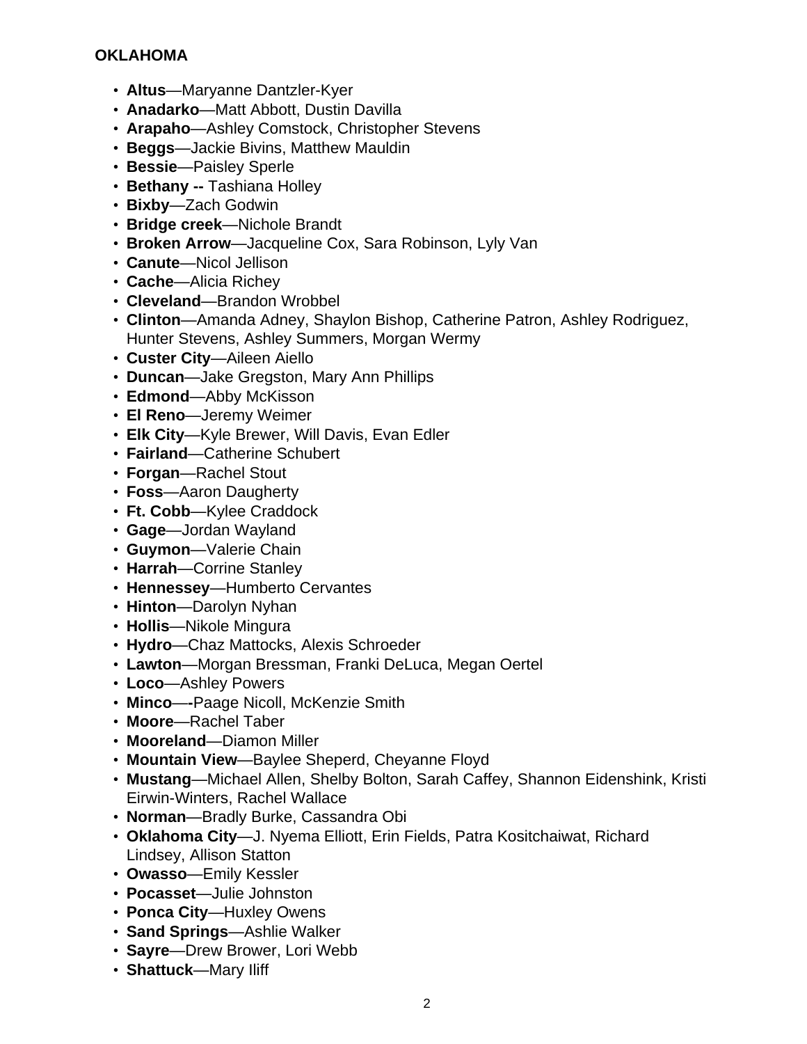**OKLAHOMA**

- **Altus**—Maryanne Dantzler-Kyer
- **Anadarko**—Matt Abbott, Dustin Davilla
- **Arapaho**—Ashley Comstock, Christopher Stevens
- **Beggs**—Jackie Bivins, Matthew Mauldin
- **Bessie**—Paisley Sperle
- **Bethany --** Tashiana Holley
- **Bixby**—Zach Godwin
- **Bridge creek**—Nichole Brandt
- **Broken Arrow**—Jacqueline Cox, Sara Robinson, Lyly Van
- **Canute**—Nicol Jellison
- **Cache**—Alicia Richey
- **Cleveland**—Brandon Wrobbel
- **Clinton**—Amanda Adney, Shaylon Bishop, Catherine Patron, Ashley Rodriguez, Hunter Stevens, Ashley Summers, Morgan Wermy
- **Custer City**—Aileen Aiello
- **Duncan**—Jake Gregston, Mary Ann Phillips
- **Edmond**—Abby McKisson
- **El Reno**—Jeremy Weimer
- **Elk City**—Kyle Brewer, Will Davis, Evan Edler
- **Fairland**—Catherine Schubert
- **Forgan**—Rachel Stout
- **Foss**—Aaron Daugherty
- **Ft. Cobb**—Kylee Craddock
- **Gage**—Jordan Wayland
- **Guymon**—Valerie Chain
- **Harrah**—Corrine Stanley
- **Hennessey**—Humberto Cervantes
- **Hinton**—Darolyn Nyhan
- **Hollis**—Nikole Mingura
- **Hydro**—Chaz Mattocks, Alexis Schroeder
- **Lawton**—Morgan Bressman, Franki DeLuca, Megan Oertel
- **Loco**—Ashley Powers
- **Minco**—**-**Paage Nicoll, McKenzie Smith
- **Moore**—Rachel Taber
- **Mooreland**—Diamon Miller
- **Mountain View**—Baylee Sheperd, Cheyanne Floyd
- **Mustang**—Michael Allen, Shelby Bolton, Sarah Caffey, Shannon Eidenshink, Kristi Eirwin-Winters, Rachel Wallace
- **Norman**—Bradly Burke, Cassandra Obi
- **Oklahoma City**—J. Nyema Elliott, Erin Fields, Patra Kositchaiwat, Richard Lindsey, Allison Statton
- **Owasso**—Emily Kessler
- **Pocasset**—Julie Johnston
- **Ponca City**—Huxley Owens
- **Sand Springs**—Ashlie Walker
- **Sayre**—Drew Brower, Lori Webb
- **Shattuck**—Mary Iliff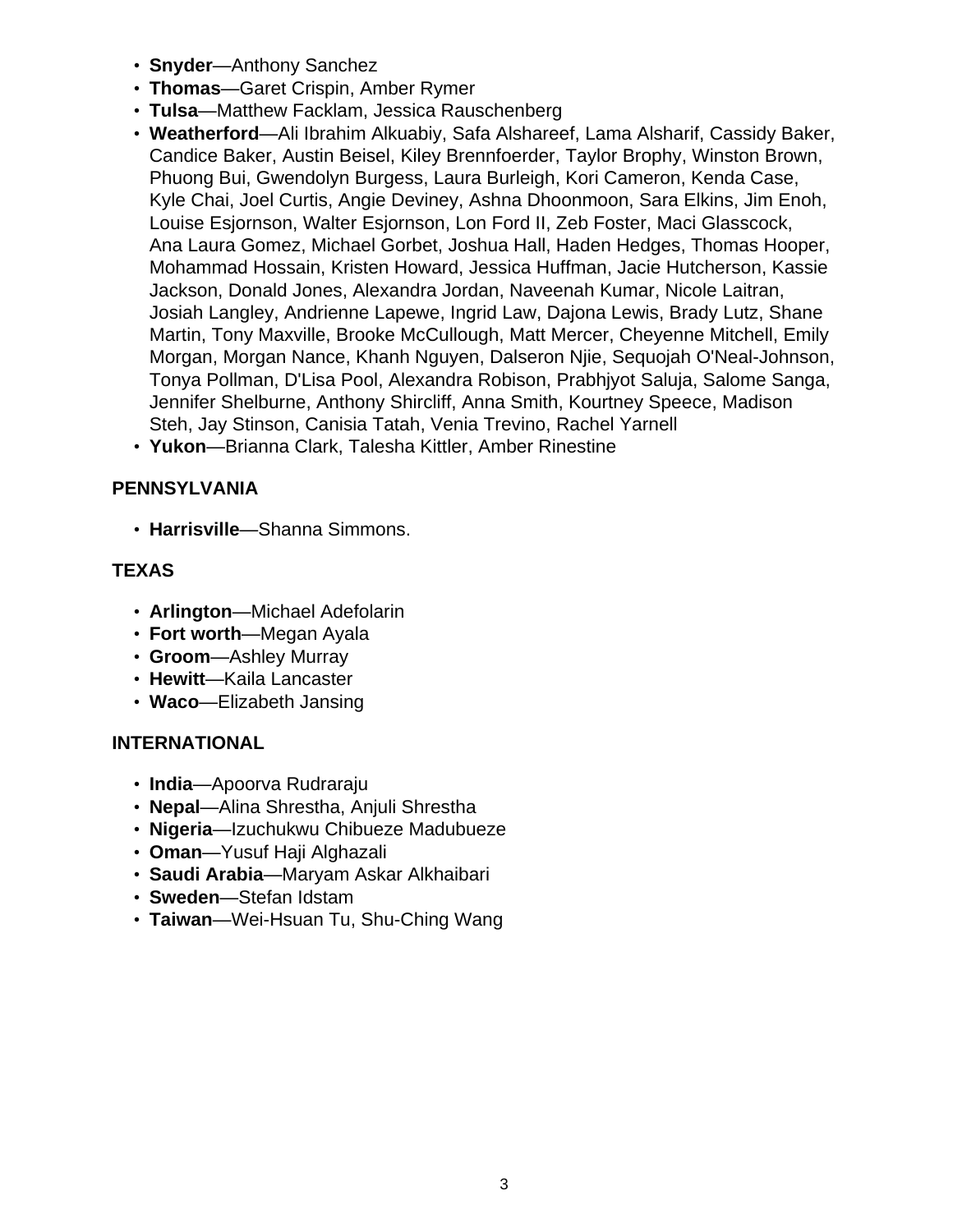- **Snyder**—Anthony Sanchez
- **Thomas**—Garet Crispin, Amber Rymer
- **Tulsa**—Matthew Facklam, Jessica Rauschenberg
- **Weatherford**—Ali Ibrahim Alkuabiy, Safa Alshareef, Lama Alsharif, Cassidy Baker, Candice Baker, Austin Beisel, Kiley Brennfoerder, Taylor Brophy, Winston Brown, Phuong Bui, Gwendolyn Burgess, Laura Burleigh, Kori Cameron, Kenda Case, Kyle Chai, Joel Curtis, Angie Deviney, Ashna Dhoonmoon, Sara Elkins, Jim Enoh, Louise Esjornson, Walter Esjornson, Lon Ford II, Zeb Foster, Maci Glasscock, Ana Laura Gomez, Michael Gorbet, Joshua Hall, Haden Hedges, Thomas Hooper, Mohammad Hossain, Kristen Howard, Jessica Huffman, Jacie Hutcherson, Kassie Jackson, Donald Jones, Alexandra Jordan, Naveenah Kumar, Nicole Laitran, Josiah Langley, Andrienne Lapewe, Ingrid Law, Dajona Lewis, Brady Lutz, Shane Martin, Tony Maxville, Brooke McCullough, Matt Mercer, Cheyenne Mitchell, Emily Morgan, Morgan Nance, Khanh Nguyen, Dalseron Njie, Sequojah O'Neal-Johnson, Tonya Pollman, D'Lisa Pool, Alexandra Robison, Prabhjyot Saluja, Salome Sanga, Jennifer Shelburne, Anthony Shircliff, Anna Smith, Kourtney Speece, Madison Steh, Jay Stinson, Canisia Tatah, Venia Trevino, Rachel Yarnell
- **Yukon**—Brianna Clark, Talesha Kittler, Amber Rinestine

### PENNSYLVANIA

- **Harrisville**—Shanna Simmons.

### TEXAS

- **Arlington**—Michael Adefolarin
- **Fort worth**—Megan Ayala
- **Groom**—Ashley Murray
- **Hewitt**—Kaila Lancaster
- **Waco**—Elizabeth Jansing

### INTERNATIONAL

- **India**—Apoorva Rudraraju
- **Nepal**—Alina Shrestha, Anjuli Shrestha
- **Nigeria**—Izuchukwu Chibueze Madubueze
- **Oman**—Yusuf Haji Alghazali
- **Saudi Arabia**—Maryam Askar Alkhaibari
- **Sweden**—Stefan Idstam
- **Taiwan**—Wei-Hsuan Tu, Shu-Ching Wang